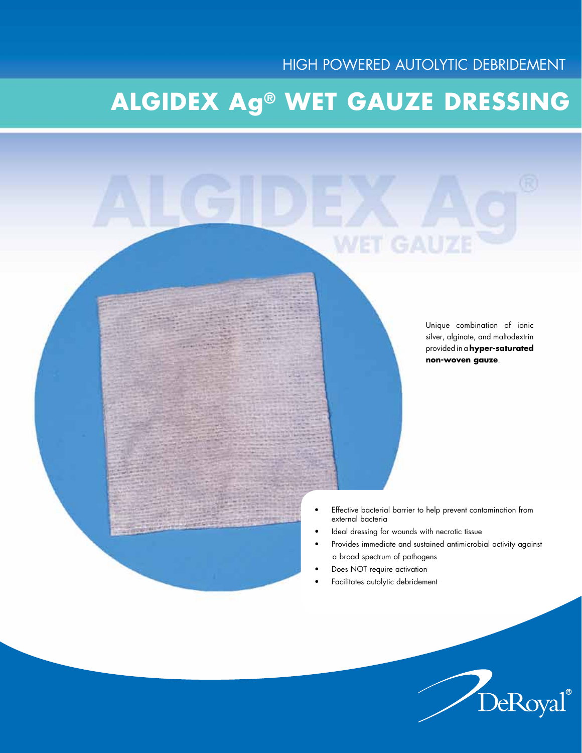HIGH POWERED AUTOLYTIC DEBRIDEMENT

# ALGIDEX Ag® WET GAUZE DRESSING

Unique combination of ionic silver, alginate, and maltodextrin provided in a **hyper-saturated non-woven gauze**.

- Effective bacterial barrier to help prevent contamination from external bacteria
- Ideal dressing for wounds with necrotic tissue
- Provides immediate and sustained antimicrobial activity against a broad spectrum of pathogens
- Does NOT require activation
- Facilitates autolytic debridement

DeRoyal®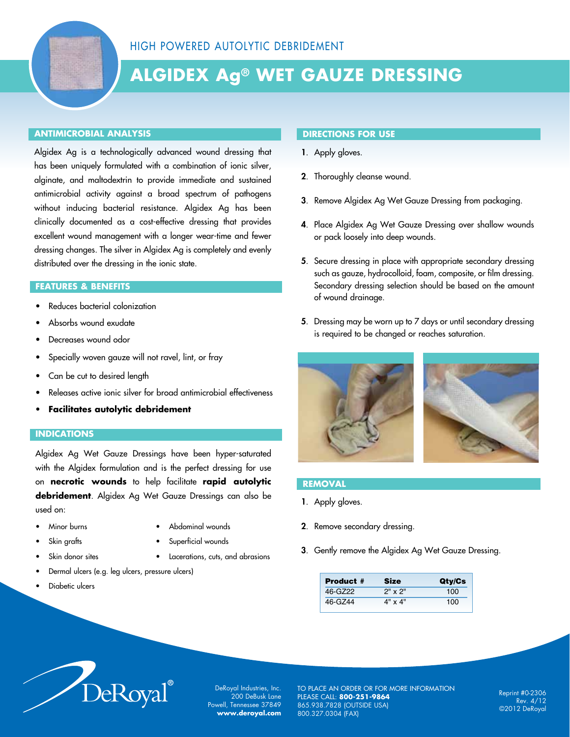HIGH POWERED AUTOLYTIC DEBRIDEMENT

# ALGIDEX Ag® WET GAUZE DRESSING

## ANTIMICROBIAL ANALYSIS

Algidex Ag is a technologically advanced wound dressing that has been uniquely formulated with a combination of ionic silver, alginate, and maltodextrin to provide immediate and sustained antimicrobial activity against a broad spectrum of pathogens without inducing bacterial resistance. Algidex Ag has been clinically documented as a cost-effective dressing that provides excellent wound management with a longer wear-time and fewer dressing changes. The silver in Algidex Ag is completely and evenly distributed over the dressing in the ionic state.

## FEATURES & BENEFITS

- Reduces bacterial colonization
- Absorbs wound exudate
- Decreases wound odor
- Specially woven gauze will not ravel, lint, or fray
- Can be cut to desired length
- Releases active ionic silver for broad antimicrobial effectiveness
- **Facilitates autolytic debridement**

## INDICATIONS

Algidex Ag Wet Gauze Dressings have been hyper-saturated with the Algidex formulation and is the perfect dressing for use on **necrotic wounds** to help facilitate **rapid autolytic debridement**. Algidex Ag Wet Gauze Dressings can also be used on:

- Minor burns
- Skin grafts
- Skin donor sites
- Abdominal wounds
- Superficial wounds
- Lacerations, cuts, and abrasions
- Dermal ulcers (e.g. leg ulcers, pressure ulcers)
- Diabetic ulcers

## DIRECTIONS FOR USE

1. Apply gloves.
2. Thoroughly cleanse wound.
3. Remove Algidex Ag Wet Gauze Dressing from packaging.
4. Place Algidex Ag Wet Gauze Dressing over shallow wounds or pack loosely into deep wounds.
5. Secure dressing in place with appropriate secondary dressing such as gauze, hydrocolloid, foam, composite, or film dressing. Secondary dressing selection should be based on the amount of wound drainage.
5. Dressing may be worn up to 7 days or until secondary dressing is required to be changed or reaches saturation.

## REMOVAL

1. Apply gloves.
2. Remove secondary dressing.
3. Gently remove the Algidex Ag Wet Gauze Dressing.

| Product # | Size | Qty/Cs |
|---|---|---|
| 46-GZ22 | 2" x 2" | 100 |
| 46-GZ44 | 4" x 4" | 100 |

DeRoyal®

DeRoyal Industries, Inc.
200 DeBusk Lane
Powell, Tennessee 37849
**www.deroyal.com**

TO PLACE AN ORDER OR FOR MORE INFORMATION
PLEASE CALL: **800-251-9864**
865.938.7828 (OUTSIDE USA)
800.327.0304 (FAX)

Reprint #0-2306
Rev. 4/12
©2012 DeRoyal